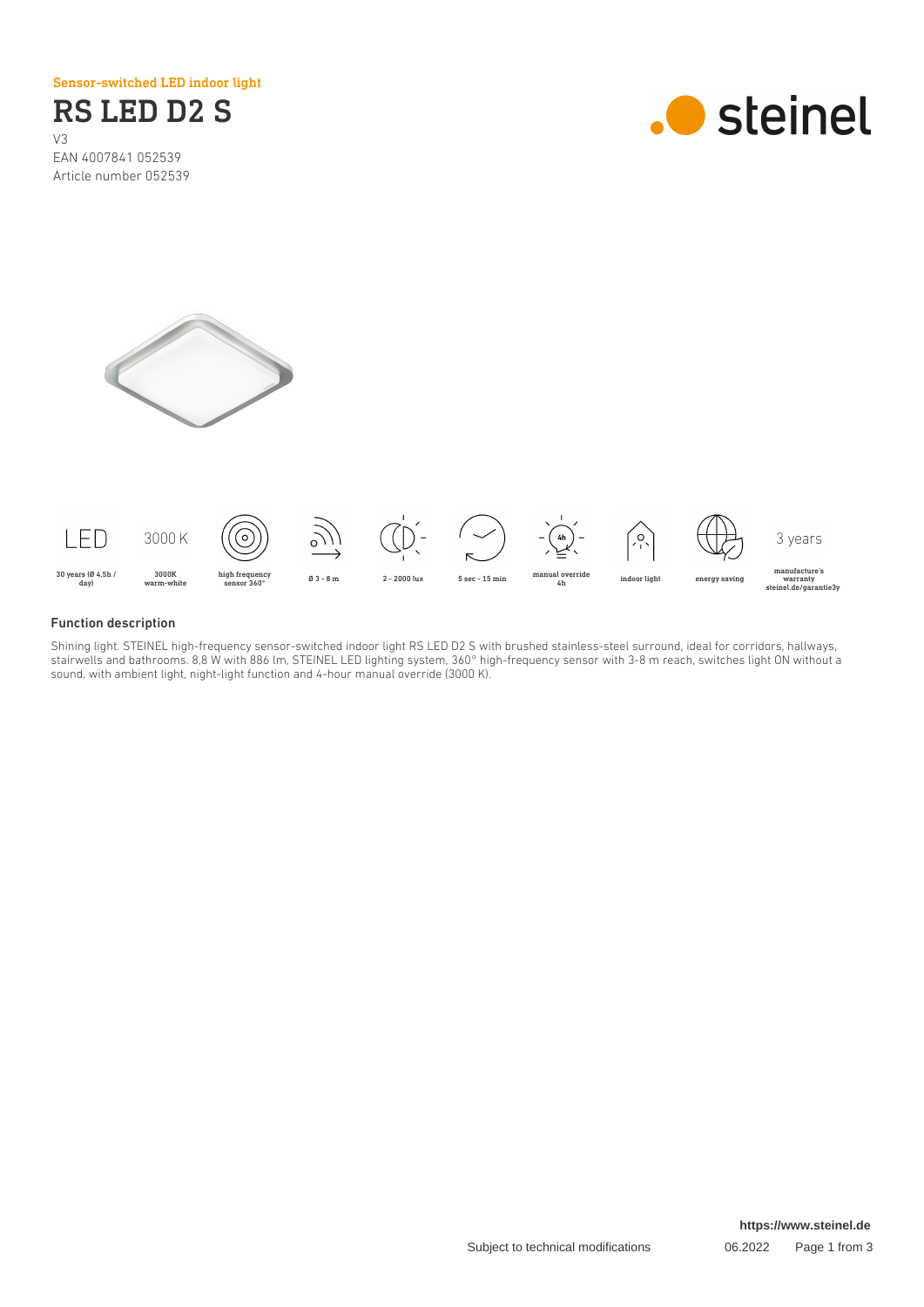Sensor-switched LED indoor light

# RS LED D2 S

V3
EAN 4007841 052539
Article number 052539

LED — 30 years (Ø 4,5h / day)

3000 K — 3000K warm-white

high frequency sensor 360°

Ø 3 - 8 m

2 - 2000 lux

5 sec - 15 min

manual override 4h

indoor light

energy saving

3 years — manufacture's warranty steinel.de/garantie3y

## Function description

Shining light. STEINEL high-frequency sensor-switched indoor light RS LED D2 S with brushed stainless-steel surround, ideal for corridors, hallways, stairwells and bathrooms. 8,8 W with 886 lm, STEINEL LED lighting system, 360° high-frequency sensor with 3-8 m reach, switches light ON without a sound, with ambient light, night-light function and 4-hour manual override (3000 K).

https://www.steinel.de

Subject to technical modifications 06.2022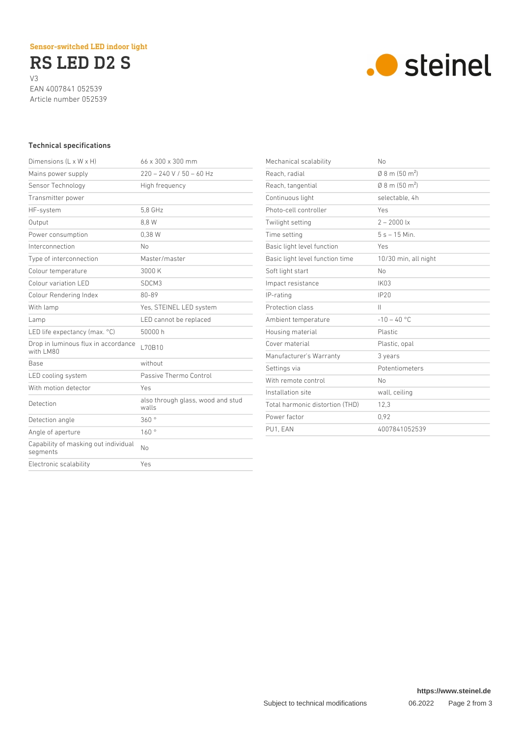Sensor-switched LED indoor light

# RS LED D2 S

V3
EAN 4007841 052539
Article number 052539

## Technical specifications

| | |
|---|---|
| Dimensions (L x W x H) | 66 x 300 x 300 mm |
| Mains power supply | 220 – 240 V / 50 – 60 Hz |
| Sensor Technology | High frequency |
| Transmitter power | |
| HF-system | 5,8 GHz |
| Output | 8,8 W |
| Power consumption | 0,38 W |
| Interconnection | No |
| Type of interconnection | Master/master |
| Colour temperature | 3000 K |
| Colour variation LED | SDCM3 |
| Colour Rendering Index | 80-89 |
| With lamp | Yes, STEINEL LED system |
| Lamp | LED cannot be replaced |
| LED life expectancy (max. °C) | 50000 h |
| Drop in luminous flux in accordance with LM80 | L70B10 |
| Base | without |
| LED cooling system | Passive Thermo Control |
| With motion detector | Yes |
| Detection | also through glass, wood and stud walls |
| Detection angle | 360 ° |
| Angle of aperture | 160 ° |
| Capability of masking out individual segments | No |
| Electronic scalability | Yes |
| Mechanical scalability | No |
| Reach, radial | Ø 8 m (50 m²) |
| Reach, tangential | Ø 8 m (50 m²) |
| Continuous light | selectable, 4h |
| Photo-cell controller | Yes |
| Twilight setting | 2 – 2000 lx |
| Time setting | 5 s – 15 Min. |
| Basic light level function | Yes |
| Basic light level function time | 10/30 min, all night |
| Soft light start | No |
| Impact resistance | IK03 |
| IP-rating | IP20 |
| Protection class | II |
| Ambient temperature | -10 – 40 °C |
| Housing material | Plastic |
| Cover material | Plastic, opal |
| Manufacturer's Warranty | 3 years |
| Settings via | Potentiometers |
| With remote control | No |
| Installation site | wall, ceiling |
| Total harmonic distortion (THD) | 12,3 |
| Power factor | 0,92 |
| PU1, EAN | 4007841052539 |

https://www.steinel.de

Subject to technical modifications 06.2022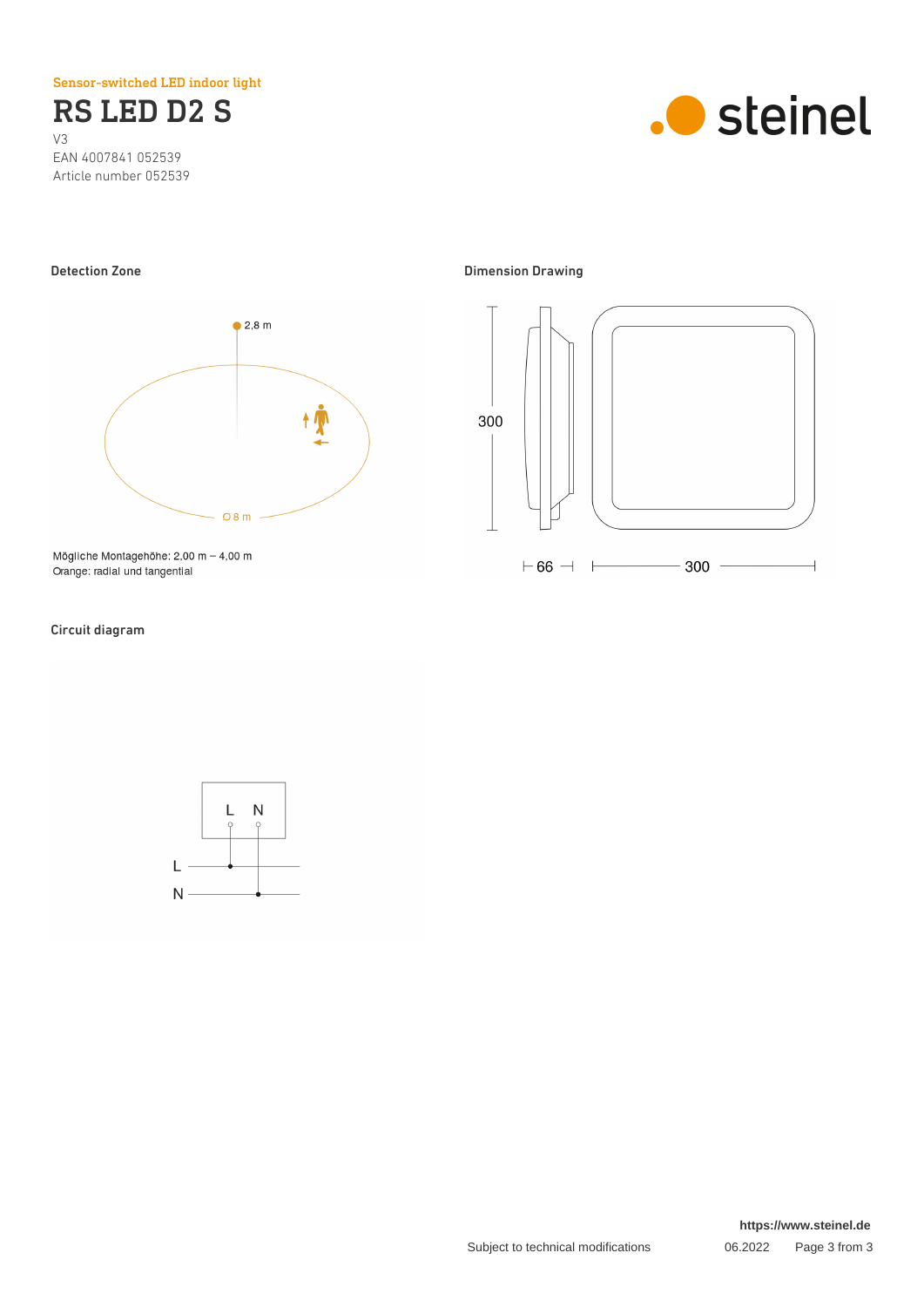Sensor-switched LED indoor light

# RS LED D2 S

V3
EAN 4007841 052539
Article number 052539

## Detection Zone

2,8 m

Ø 8 m

Mögliche Montagehöhe: 2,00 m – 4,00 m
Orange: radial und tangential

## Dimension Drawing

300

66

300

## Circuit diagram

L N

L

N

https://www.steinel.de

Subject to technical modifications 06.2022